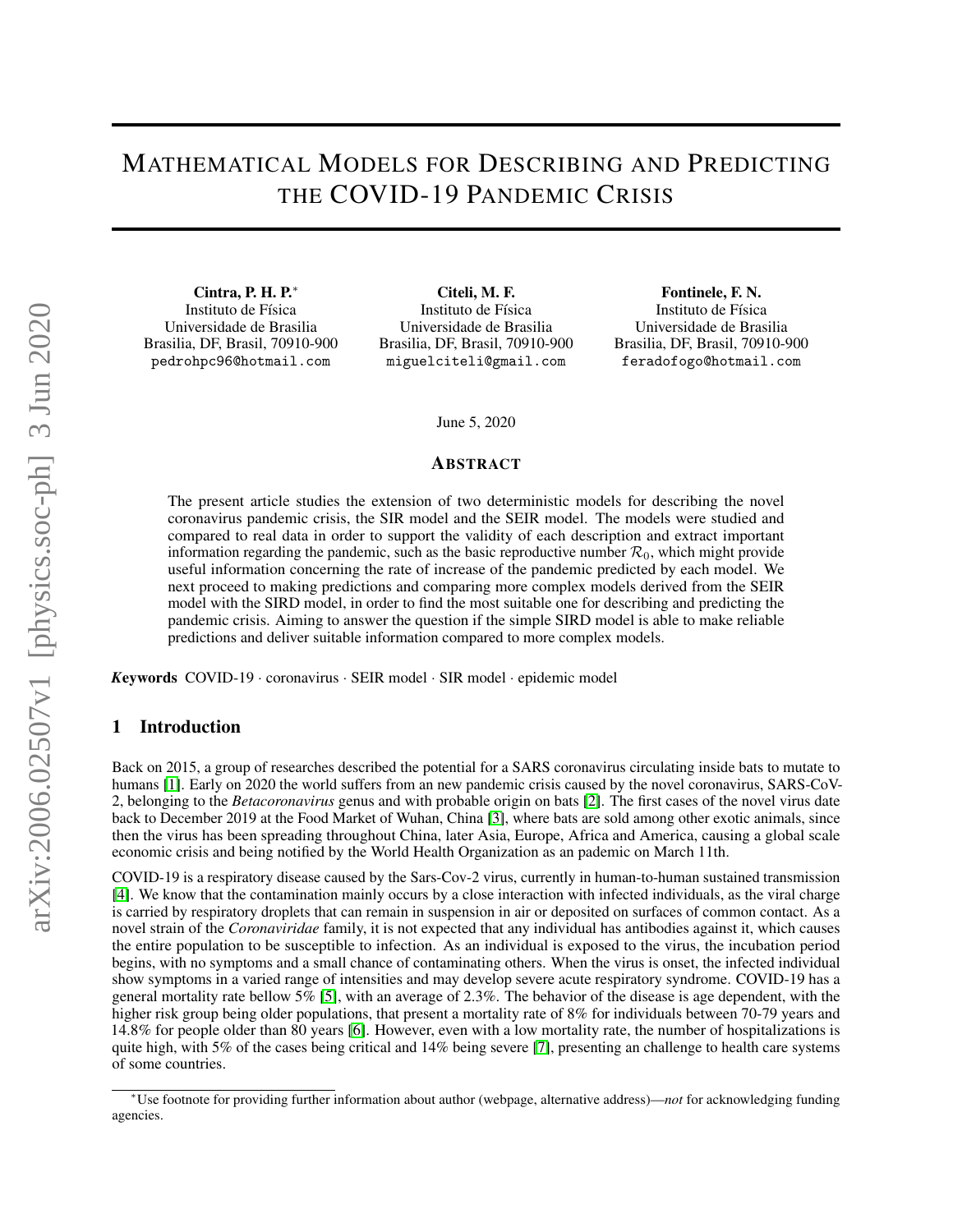# Mathematical Models for Describing and Predicting the COVID-19 Pandemic Crisis

**Cintra, P. H. P.**[*]
Instituto de Física
Universidade de Brasilia
Brasilia, DF, Brasil, 70910-900
pedrohpc96@hotmail.com

**Citeli, M. F.**
Instituto de Física
Universidade de Brasilia
Brasilia, DF, Brasil, 70910-900
miguelciteli@gmail.com

**Fontinele, F. N.**
Instituto de Física
Universidade de Brasilia
Brasilia, DF, Brasil, 70910-900
feradofogo@hotmail.com

June 5, 2020

## Abstract

The present article studies the extension of two deterministic models for describing the novel coronavirus pandemic crisis, the SIR model and the SEIR model. The models were studied and compared to real data in order to support the validity of each description and extract important information regarding the pandemic, such as the basic reproductive number $\mathcal{R}_0$, which might provide useful information concerning the rate of increase of the pandemic predicted by each model. We next proceed to making predictions and comparing more complex models derived from the SEIR model with the SIRD model, in order to find the most suitable one for describing and predicting the pandemic crisis. Aiming to answer the question if the simple SIRD model is able to make reliable predictions and deliver suitable information compared to more complex models.

***Keywords*** COVID-19 · coronavirus · SEIR model · SIR model · epidemic model

## 1 Introduction

Back on 2015, a group of researches described the potential for a SARS coronavirus circulating inside bats to mutate to humans [1]. Early on 2020 the world suffers from an new pandemic crisis caused by the novel coronavirus, SARS-CoV-2, belonging to the *Betacoronavirus* genus and with probable origin on bats [2]. The first cases of the novel virus date back to December 2019 at the Food Market of Wuhan, China [3], where bats are sold among other exotic animals, since then the virus has been spreading throughout China, later Asia, Europe, Africa and America, causing a global scale economic crisis and being notified by the World Health Organization as an pademic on March 11th.

COVID-19 is a respiratory disease caused by the Sars-Cov-2 virus, currently in human-to-human sustained transmission [4]. We know that the contamination mainly occurs by a close interaction with infected individuals, as the viral charge is carried by respiratory droplets that can remain in suspension in air or deposited on surfaces of common contact. As a novel strain of the *Coronaviridae* family, it is not expected that any individual has antibodies against it, which causes the entire population to be susceptible to infection. As an individual is exposed to the virus, the incubation period begins, with no symptoms and a small chance of contaminating others. When the virus is onset, the infected individual show symptoms in a varied range of intensities and may develop severe acute respiratory syndrome. COVID-19 has a general mortality rate bellow 5% [5], with an average of 2.3%. The behavior of the disease is age dependent, with the higher risk group being older populations, that present a mortality rate of 8% for individuals between 70-79 years and 14.8% for people older than 80 years [6]. However, even with a low mortality rate, the number of hospitalizations is quite high, with 5% of the cases being critical and 14% being severe [7], presenting an challenge to health care systems of some countries.

[*]Use footnote for providing further information about author (webpage, alternative address)—*not* for acknowledging funding agencies.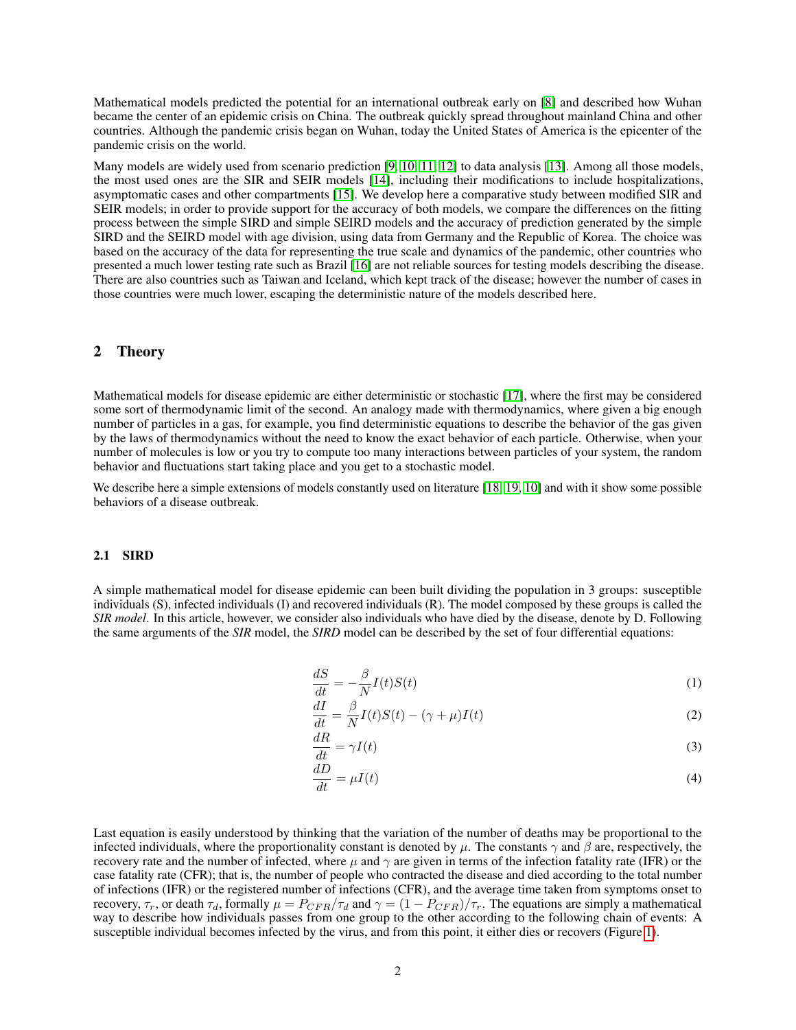Mathematical models predicted the potential for an international outbreak early on [8] and described how Wuhan became the center of an epidemic crisis on China. The outbreak quickly spread throughout mainland China and other countries. Although the pandemic crisis began on Wuhan, today the United States of America is the epicenter of the pandemic crisis on the world.

Many models are widely used from scenario prediction [9, 10, 11, 12] to data analysis [13]. Among all those models, the most used ones are the SIR and SEIR models [14], including their modifications to include hospitalizations, asymptomatic cases and other compartments [15]. We develop here a comparative study between modified SIR and SEIR models; in order to provide support for the accuracy of both models, we compare the differences on the fitting process between the simple SIRD and simple SEIRD models and the accuracy of prediction generated by the simple SIRD and the SEIRD model with age division, using data from Germany and the Republic of Korea. The choice was based on the accuracy of the data for representing the true scale and dynamics of the pandemic, other countries who presented a much lower testing rate such as Brazil [16] are not reliable sources for testing models describing the disease. There are also countries such as Taiwan and Iceland, which kept track of the disease; however the number of cases in those countries were much lower, escaping the deterministic nature of the models described here.

## 2 Theory

Mathematical models for disease epidemic are either deterministic or stochastic [17], where the first may be considered some sort of thermodynamic limit of the second. An analogy made with thermodynamics, where given a big enough number of particles in a gas, for example, you find deterministic equations to describe the behavior of the gas given by the laws of thermodynamics without the need to know the exact behavior of each particle. Otherwise, when your number of molecules is low or you try to compute too many interactions between particles of your system, the random behavior and fluctuations start taking place and you get to a stochastic model.

We describe here a simple extensions of models constantly used on literature [18, 19, 10] and with it show some possible behaviors of a disease outbreak.

### 2.1 SIRD

A simple mathematical model for disease epidemic can been built dividing the population in 3 groups: susceptible individuals (S), infected individuals (I) and recovered individuals (R). The model composed by these groups is called the *SIR model*. In this article, however, we consider also individuals who have died by the disease, denote by D. Following the same arguments of the *SIR* model, the *SIRD* model can be described by the set of four differential equations:

$$\frac{dS}{dt} = -\frac{\beta}{N} I(t) S(t) \tag{1}$$

$$\frac{dI}{dt} = \frac{\beta}{N} I(t) S(t) - (\gamma + \mu) I(t) \tag{2}$$

$$\frac{dR}{dt} = \gamma I(t) \tag{3}$$

$$\frac{dD}{dt} = \mu I(t) \tag{4}$$

Last equation is easily understood by thinking that the variation of the number of deaths may be proportional to the infected individuals, where the proportionality constant is denoted by $\mu$. The constants $\gamma$ and $\beta$ are, respectively, the recovery rate and the number of infected, where $\mu$ and $\gamma$ are given in terms of the infection fatality rate (IFR) or the case fatality rate (CFR); that is, the number of people who contracted the disease and died according to the total number of infections (IFR) or the registered number of infections (CFR), and the average time taken from symptoms onset to recovery, $\tau_r$, or death $\tau_d$, formally $\mu = P_{CFR}/\tau_d$ and $\gamma = (1 - P_{CFR})/\tau_r$. The equations are simply a mathematical way to describe how individuals passes from one group to the other according to the following chain of events: A susceptible individual becomes infected by the virus, and from this point, it either dies or recovers (Figure 1).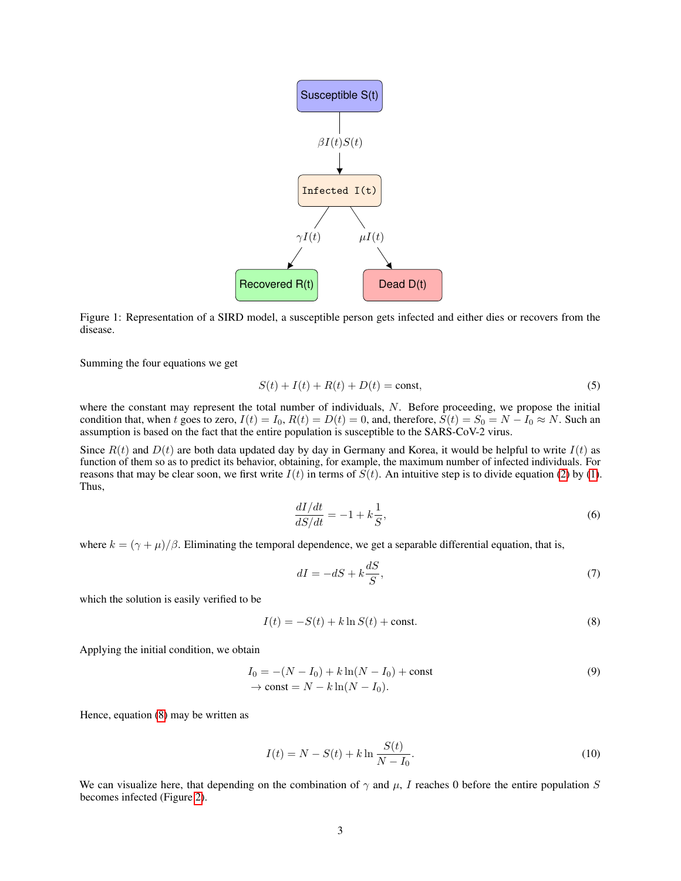Figure 1: Representation of a SIRD model, a susceptible person gets infected and either dies or recovers from the disease.

Summing the four equations we get

$$S(t) + I(t) + R(t) + D(t) = \text{const}, \tag{5}$$

where the constant may represent the total number of individuals, $N$. Before proceeding, we propose the initial condition that, when $t$ goes to zero, $I(t) = I_0$, $R(t) = D(t) = 0$, and, therefore, $S(t) = S_0 = N - I_0 \approx N$. Such an assumption is based on the fact that the entire population is susceptible to the SARS-CoV-2 virus.

Since $R(t)$ and $D(t)$ are both data updated day by day in Germany and Korea, it would be helpful to write $I(t)$ as function of them so as to predict its behavior, obtaining, for example, the maximum number of infected individuals. For reasons that may be clear soon, we first write $I(t)$ in terms of $S(t)$. An intuitive step is to divide equation (2) by (1). Thus,

$$\frac{dI/dt}{dS/dt} = -1 + k\frac{1}{S}, \tag{6}$$

where $k = (\gamma + \mu)/\beta$. Eliminating the temporal dependence, we get a separable differential equation, that is,

$$dI = -dS + k\frac{dS}{S}, \tag{7}$$

which the solution is easily verified to be

$$I(t) = -S(t) + k \ln S(t) + \text{const}. \tag{8}$$

Applying the initial condition, we obtain

$$\begin{aligned} I_0 &= -(N - I_0) + k \ln(N - I_0) + \text{const} \\ &\rightarrow \text{const} = N - k \ln(N - I_0). \end{aligned} \tag{9}$$

Hence, equation (8) may be written as

$$I(t) = N - S(t) + k \ln \frac{S(t)}{N - I_0}. \tag{10}$$

We can visualize here, that depending on the combination of $\gamma$ and $\mu$, $I$ reaches 0 before the entire population $S$ becomes infected (Figure 2).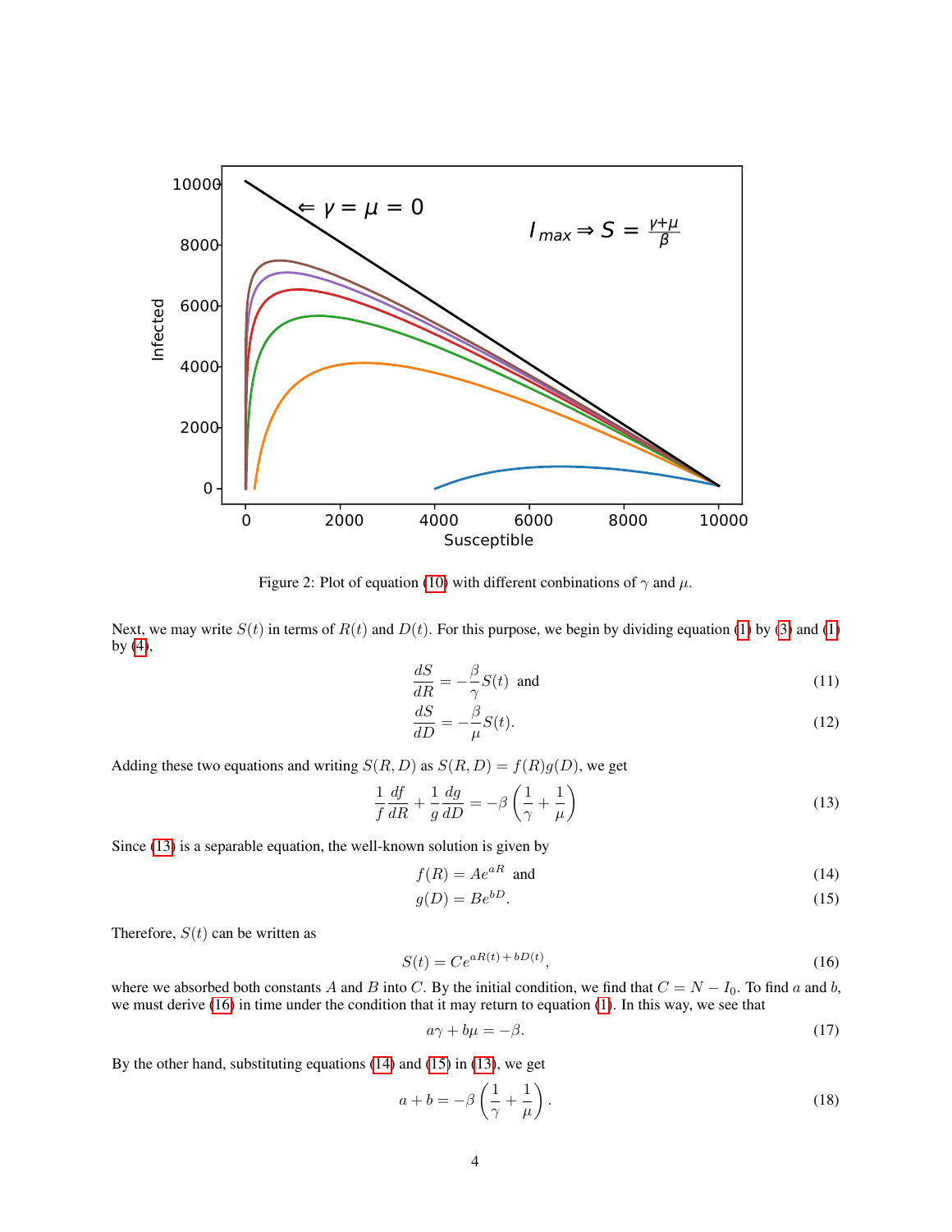Figure 2: Plot of equation (10) with different conbinations of $\gamma$ and $\mu$.

Next, we may write $S(t)$ in terms of $R(t)$ and $D(t)$. For this purpose, we begin by dividing equation (1) by (3) and (1) by (4),

$$\frac{dS}{dR} = -\frac{\beta}{\gamma} S(t) \quad \text{and} \tag{11}$$

$$\frac{dS}{dD} = -\frac{\beta}{\mu} S(t). \tag{12}$$

Adding these two equations and writing $S(R, D)$ as $S(R, D) = f(R)g(D)$, we get

$$\frac{1}{f}\frac{df}{dR} + \frac{1}{g}\frac{dg}{dD} = -\beta\left(\frac{1}{\gamma} + \frac{1}{\mu}\right) \tag{13}$$

Since (13) is a separable equation, the well-known solution is given by

$$f(R) = Ae^{aR} \quad \text{and} \tag{14}$$

$$g(D) = Be^{bD}. \tag{15}$$

Therefore, $S(t)$ can be written as

$$S(t) = Ce^{aR(t)+bD(t)}, \tag{16}$$

where we absorbed both constants $A$ and $B$ into $C$. By the initial condition, we find that $C = N - I_0$. To find $a$ and $b$, we must derive (16) in time under the condition that it may return to equation (1). In this way, we see that

$$a\gamma + b\mu = -\beta. \tag{17}$$

By the other hand, substituting equations (14) and (15) in (13), we get

$$a + b = -\beta\left(\frac{1}{\gamma} + \frac{1}{\mu}\right). \tag{18}$$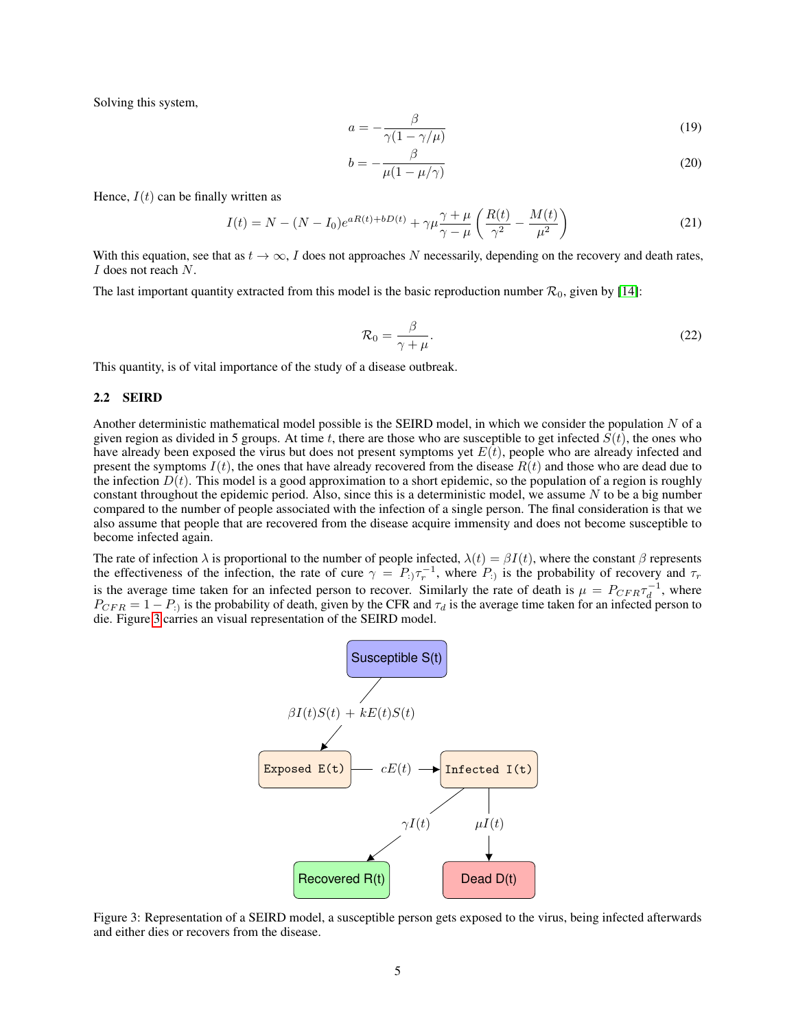Solving this system,

$$a = -\frac{\beta}{\gamma(1 - \gamma/\mu)} \tag{19}$$

$$b = -\frac{\beta}{\mu(1 - \mu/\gamma)} \tag{20}$$

Hence, $I(t)$ can be finally written as

$$I(t) = N - (N - I_0)e^{aR(t)+bD(t)} + \gamma\mu\frac{\gamma + \mu}{\gamma - \mu}\left(\frac{R(t)}{\gamma^2} - \frac{M(t)}{\mu^2}\right) \tag{21}$$

With this equation, see that as $t \to \infty$, $I$ does not approaches $N$ necessarily, depending on the recovery and death rates, $I$ does not reach $N$.

The last important quantity extracted from this model is the basic reproduction number $\mathcal{R}_0$, given by [14]:

$$\mathcal{R}_0 = \frac{\beta}{\gamma + \mu}. \tag{22}$$

This quantity, is of vital importance of the study of a disease outbreak.

### 2.2 SEIRD

Another deterministic mathematical model possible is the SEIRD model, in which we consider the population $N$ of a given region as divided in 5 groups. At time $t$, there are those who are susceptible to get infected $S(t)$, the ones who have already been exposed the virus but does not present symptoms yet $E(t)$, people who are already infected and present the symptoms $I(t)$, the ones that have already recovered from the disease $R(t)$ and those who are dead due to the infection $D(t)$. This model is a good approximation to a short epidemic, so the population of a region is roughly constant throughout the epidemic period. Also, since this is a deterministic model, we assume $N$ to be a big number compared to the number of people associated with the infection of a single person. The final consideration is that we also assume that people that are recovered from the disease acquire immensity and does not become susceptible to become infected again.

The rate of infection $\lambda$ is proportional to the number of people infected, $\lambda(t) = \beta I(t)$, where the constant $\beta$ represents the effectiveness of the infection, the rate of cure $\gamma = P_{:)}\tau_r^{-1}$, where $P_{:)}$ is the probability of recovery and $\tau_r$ is the average time taken for an infected person to recover. Similarly the rate of death is $\mu = P_{CFR}\tau_d^{-1}$, where $P_{CFR} = 1 - P_{:)}$ is the probability of death, given by the CFR and $\tau_d$ is the average time taken for an infected person to die. Figure 3 carries an visual representation of the SEIRD model.

Susceptible S(t)

$\beta I(t)S(t) + kE(t)S(t)$

Exposed E(t) — $cE(t)$ → Infected I(t)

$\gamma I(t)$ → Recovered R(t)

$\mu I(t)$ → Dead D(t)

Figure 3: Representation of a SEIRD model, a susceptible person gets exposed to the virus, being infected afterwards and either dies or recovers from the disease.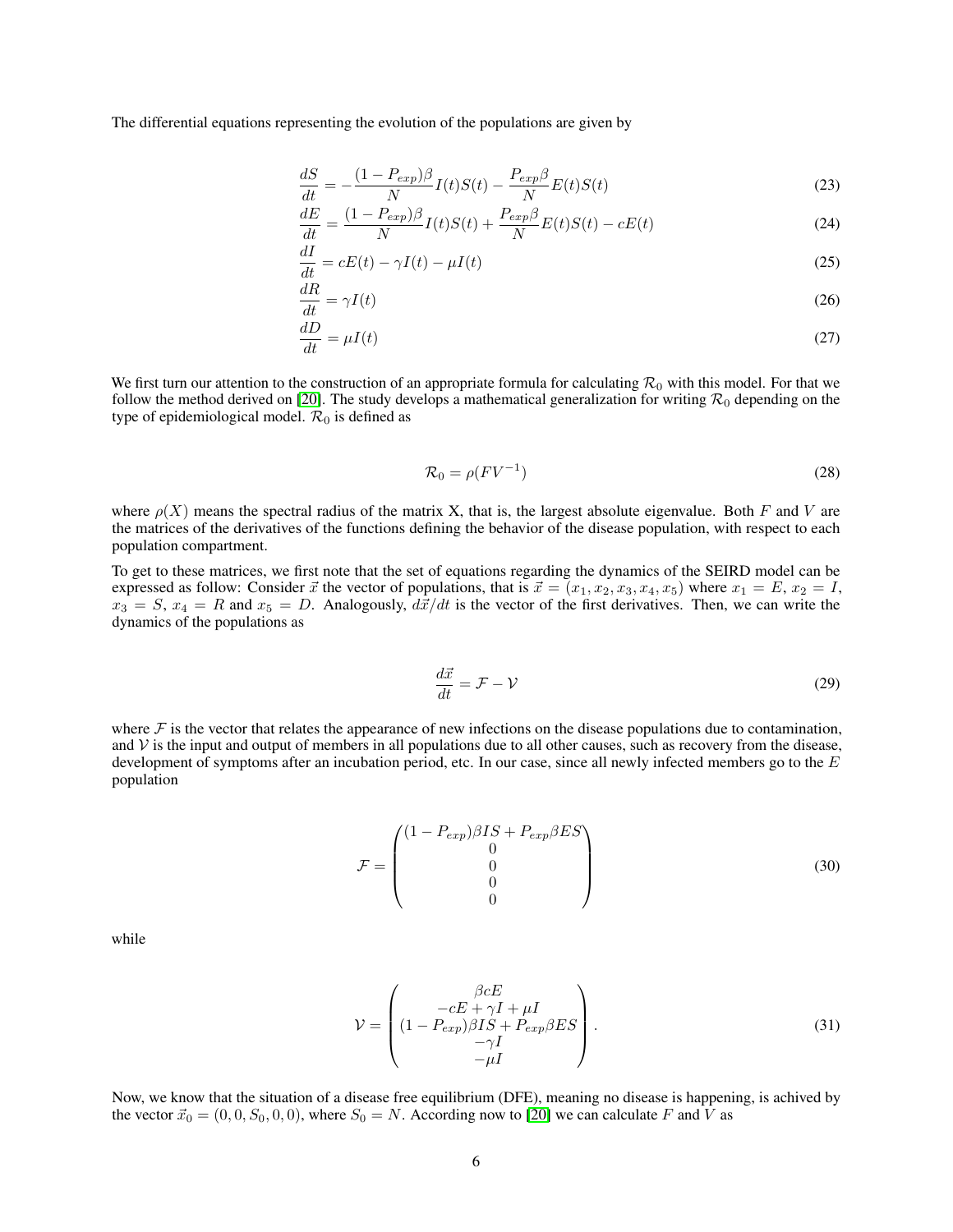The differential equations representing the evolution of the populations are given by

$$
\frac{dS}{dt} = -\frac{(1-P_{exp})\beta}{N}I(t)S(t) - \frac{P_{exp}\beta}{N}E(t)S(t) \tag{23}
$$

$$
\frac{dE}{dt} = \frac{(1-P_{exp})\beta}{N}I(t)S(t) + \frac{P_{exp}\beta}{N}E(t)S(t) - cE(t) \tag{24}
$$

$$
\frac{dI}{dt} = cE(t) - \gamma I(t) - \mu I(t) \tag{25}
$$

$$
\frac{dR}{dt} = \gamma I(t) \tag{26}
$$

$$
\frac{dD}{dt} = \mu I(t) \tag{27}
$$

We first turn our attention to the construction of an appropriate formula for calculating $\mathcal{R}_0$ with this model. For that we follow the method derived on [20]. The study develops a mathematical generalization for writing $\mathcal{R}_0$ depending on the type of epidemiological model. $\mathcal{R}_0$ is defined as

$$
\mathcal{R}_0 = \rho(FV^{-1}) \tag{28}
$$

where $\rho(X)$ means the spectral radius of the matrix X, that is, the largest absolute eigenvalue. Both $F$ and $V$ are the matrices of the derivatives of the functions defining the behavior of the disease population, with respect to each population compartment.

To get to these matrices, we first note that the set of equations regarding the dynamics of the SEIRD model can be expressed as follow: Consider $\vec{x}$ the vector of populations, that is $\vec{x} = (x_1, x_2, x_3, x_4, x_5)$ where $x_1 = E$, $x_2 = I$, $x_3 = S$, $x_4 = R$ and $x_5 = D$. Analogously, $d\vec{x}/dt$ is the vector of the first derivatives. Then, we can write the dynamics of the populations as

$$
\frac{d\vec{x}}{dt} = \mathcal{F} - \mathcal{V} \tag{29}
$$

where $\mathcal{F}$ is the vector that relates the appearance of new infections on the disease populations due to contamination, and $\mathcal{V}$ is the input and output of members in all populations due to all other causes, such as recovery from the disease, development of symptoms after an incubation period, etc. In our case, since all newly infected members go to the $E$ population

$$
\mathcal{F} = \begin{pmatrix} (1-P_{exp})\beta IS + P_{exp}\beta ES \\ 0 \\ 0 \\ 0 \\ 0 \end{pmatrix} \tag{30}
$$

while

$$
\mathcal{V} = \begin{pmatrix} \beta cE \\ -cE + \gamma I + \mu I \\ (1-P_{exp})\beta IS + P_{exp}\beta ES \\ -\gamma I \\ -\mu I \end{pmatrix}. \tag{31}
$$

Now, we know that the situation of a disease free equilibrium (DFE), meaning no disease is happening, is achived by the vector $\vec{x}_0 = (0, 0, S_0, 0, 0)$, where $S_0 = N$. According now to [20] we can calculate $F$ and $V$ as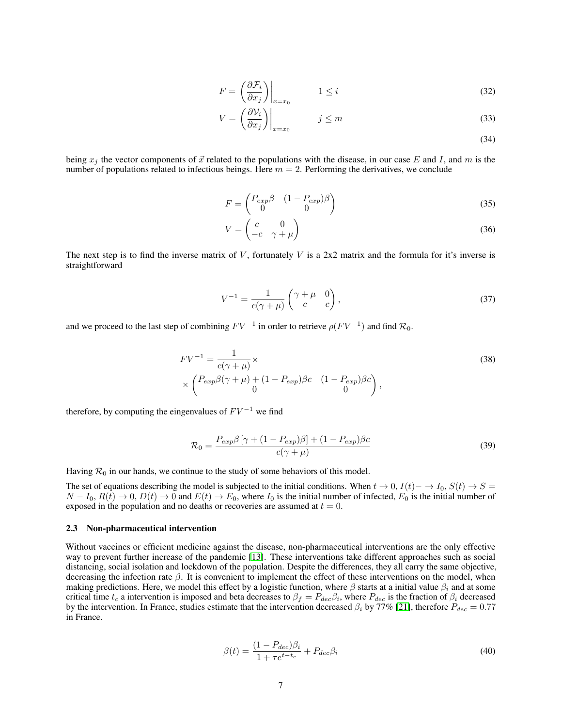$$F = \left( \frac{\partial \mathcal{F}_i}{\partial x_j} \right) \Bigg|_{x=x_0} \qquad 1 \leq i \tag{32}$$

$$V = \left( \frac{\partial \mathcal{V}_i}{\partial x_j} \right) \Bigg|_{x=x_0} \qquad j \leq m \tag{33}$$

$$\tag{34}$$

being $x_j$ the vector components of $\vec{x}$ related to the populations with the disease, in our case $E$ and $I$, and $m$ is the number of populations related to infectious beings. Here $m = 2$. Performing the derivatives, we conclude

$$F = \begin{pmatrix} P_{exp}\beta & (1 - P_{exp})\beta \\ 0 & 0 \end{pmatrix} \tag{35}$$

$$V = \begin{pmatrix} c & 0 \\ -c & \gamma + \mu \end{pmatrix} \tag{36}$$

The next step is to find the inverse matrix of $V$, fortunately $V$ is a 2x2 matrix and the formula for it's inverse is straightforward

$$V^{-1} = \frac{1}{c(\gamma + \mu)} \begin{pmatrix} \gamma + \mu & 0 \\ c & c \end{pmatrix}, \tag{37}$$

and we proceed to the last step of combining $FV^{-1}$ in order to retrieve $\rho(FV^{-1})$ and find $\mathcal{R}_0$.

$$\begin{aligned} FV^{-1} = & \frac{1}{c(\gamma + \mu)} \times \\ & \times \begin{pmatrix} P_{exp}\beta(\gamma + \mu) + (1 - P_{exp})\beta c & (1 - P_{exp})\beta c \\ 0 & 0 \end{pmatrix}, \end{aligned} \tag{38}$$

therefore, by computing the eingenvalues of $FV^{-1}$ we find

$$\mathcal{R}_0 = \frac{P_{exp}\beta \left[ \gamma + (1 - P_{exp})\beta \right] + (1 - P_{exp})\beta c}{c(\gamma + \mu)} \tag{39}$$

Having $\mathcal{R}_0$ in our hands, we continue to the study of some behaviors of this model.

The set of equations describing the model is subjected to the initial conditions. When $t \to 0$, $I(t) - \to I_0$, $S(t) \to S = N - I_0$, $R(t) \to 0$, $D(t) \to 0$ and $E(t) \to E_0$, where $I_0$ is the initial number of infected, $E_0$ is the initial number of exposed in the population and no deaths or recoveries are assumed at $t = 0$.

### 2.3 Non-pharmaceutical intervention

Without vaccines or efficient medicine against the disease, non-pharmaceutical interventions are the only effective way to prevent further increase of the pandemic [13]. These interventions take different approaches such as social distancing, social isolation and lockdown of the population. Despite the differences, they all carry the same objective, decreasing the infection rate $\beta$. It is convenient to implement the effect of these interventions on the model, when making predictions. Here, we model this effect by a logistic function, where $\beta$ starts at a initial value $\beta_i$ and at some critical time $t_c$ a intervention is imposed and beta decreases to $\beta_f = P_{dec}\beta_i$, where $P_{dec}$ is the fraction of $\beta_i$ decreased by the intervention. In France, studies estimate that the intervention decreased $\beta_i$ by 77% [21], therefore $P_{dec} = 0.77$ in France.

$$\beta(t) = \frac{(1 - P_{dec})\beta_i}{1 + \tau e^{t - t_c}} + P_{dec}\beta_i \tag{40}$$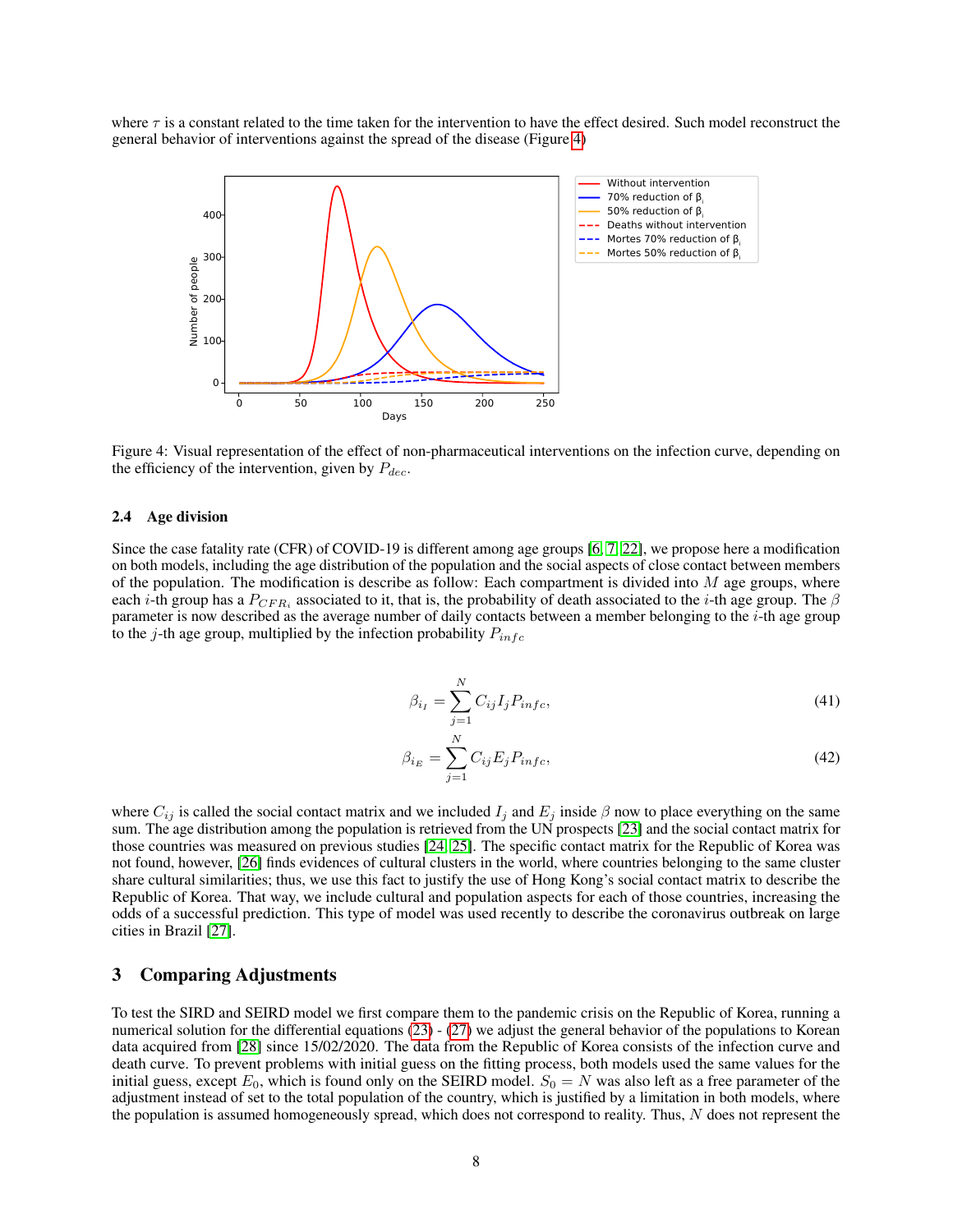where $\tau$ is a constant related to the time taken for the intervention to have the effect desired. Such model reconstruct the general behavior of interventions against the spread of the disease (Figure 4)

Figure 4: Visual representation of the effect of non-pharmaceutical interventions on the infection curve, depending on the efficiency of the intervention, given by $P_{dec}$.

### 2.4 Age division

Since the case fatality rate (CFR) of COVID-19 is different among age groups [6, 7, 22], we propose here a modification on both models, including the age distribution of the population and the social aspects of close contact between members of the population. The modification is describe as follow: Each compartment is divided into $M$ age groups, where each $i$-th group has a $P_{CFR_i}$ associated to it, that is, the probability of death associated to the $i$-th age group. The $\beta$ parameter is now described as the average number of daily contacts between a member belonging to the $i$-th age group to the $j$-th age group, multiplied by the infection probability $P_{infc}$

$$\beta_{i_I} = \sum_{j=1}^{N} C_{ij} I_j P_{infc}, \tag{41}$$

$$\beta_{i_E} = \sum_{j=1}^{N} C_{ij} E_j P_{infc}, \tag{42}$$

where $C_{ij}$ is called the social contact matrix and we included $I_j$ and $E_j$ inside $\beta$ now to place everything on the same sum. The age distribution among the population is retrieved from the UN prospects [23] and the social contact matrix for those countries was measured on previous studies [24, 25]. The specific contact matrix for the Republic of Korea was not found, however, [26] finds evidences of cultural clusters in the world, where countries belonging to the same cluster share cultural similarities; thus, we use this fact to justify the use of Hong Kong's social contact matrix to describe the Republic of Korea. That way, we include cultural and population aspects for each of those countries, increasing the odds of a successful prediction. This type of model was used recently to describe the coronavirus outbreak on large cities in Brazil [27].

## 3 Comparing Adjustments

To test the SIRD and SEIRD model we first compare them to the pandemic crisis on the Republic of Korea, running a numerical solution for the differential equations (23) - (27) we adjust the general behavior of the populations to Korean data acquired from [28] since 15/02/2020. The data from the Republic of Korea consists of the infection curve and death curve. To prevent problems with initial guess on the fitting process, both models used the same values for the initial guess, except $E_0$, which is found only on the SEIRD model. $S_0 = N$ was also left as a free parameter of the adjustment instead of set to the total population of the country, which is justified by a limitation in both models, where the population is assumed homogeneously spread, which does not correspond to reality. Thus, $N$ does not represent the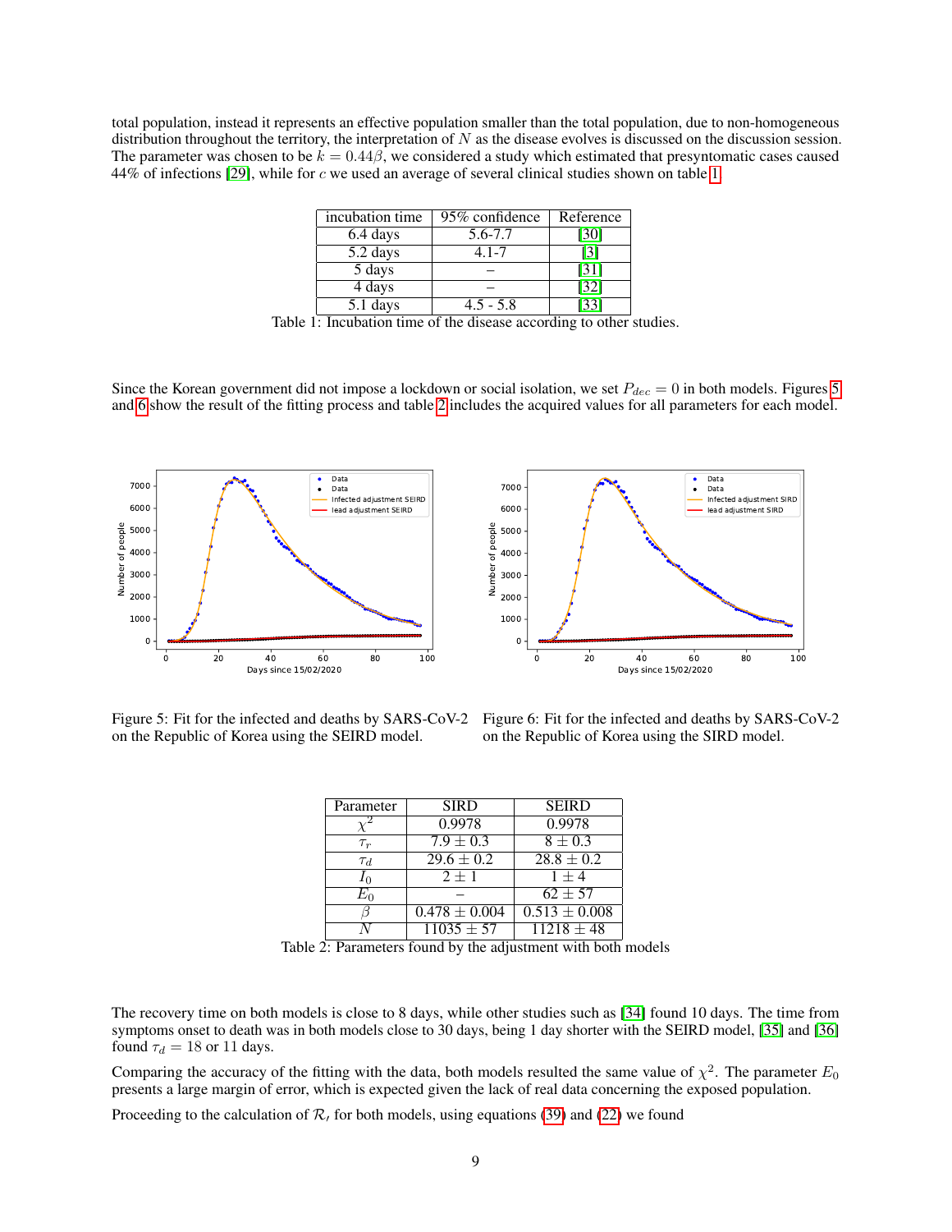total population, instead it represents an effective population smaller than the total population, due to non-homogeneous distribution throughout the territory, the interpretation of $N$ as the disease evolves is discussed on the discussion session. The parameter was chosen to be $k = 0.44\beta$, we considered a study which estimated that presyntomatic cases caused 44% of infections [29], while for $c$ we used an average of several clinical studies shown on table 1.

| incubation time | 95% confidence | Reference |
|---|---|---|
| 6.4 days | 5.6-7.7 | [30] |
| 5.2 days | 4.1-7 | [3] |
| 5 days | – | [31] |
| 4 days | – | [32] |
| 5.1 days | 4.5 - 5.8 | [33] |

Table 1: Incubation time of the disease according to other studies.

Since the Korean government did not impose a lockdown or social isolation, we set $P_{dec} = 0$ in both models. Figures 5 and 6 show the result of the fitting process and table 2 includes the acquired values for all parameters for each model.

Figure 5: Fit for the infected and deaths by SARS-CoV-2 on the Republic of Korea using the SEIRD model.

Figure 6: Fit for the infected and deaths by SARS-CoV-2 on the Republic of Korea using the SIRD model.

| Parameter | SIRD | SEIRD |
|---|---|---|
| $\chi^2$ | 0.9978 | 0.9978 |
| $\tau_r$ | $7.9 \pm 0.3$ | $8 \pm 0.3$ |
| $\tau_d$ | $29.6 \pm 0.2$ | $28.8 \pm 0.2$ |
| $I_0$ | $2 \pm 1$ | $1 \pm 4$ |
| $E_0$ | – | $62 \pm 57$ |
| $\beta$ | $0.478 \pm 0.004$ | $0.513 \pm 0.008$ |
| $N$ | $11035 \pm 57$ | $11218 \pm 48$ |

Table 2: Parameters found by the adjustment with both models

The recovery time on both models is close to 8 days, while other studies such as [34] found 10 days. The time from symptoms onset to death was in both models close to 30 days, being 1 day shorter with the SEIRD model, [35] and [36] found $\tau_d = 18$ or 11 days.

Comparing the accuracy of the fitting with the data, both models resulted the same value of $\chi^2$. The parameter $E_0$ presents a large margin of error, which is expected given the lack of real data concerning the exposed population.

Proceeding to the calculation of $\mathcal{R}_t$ for both models, using equations (39) and (22) we found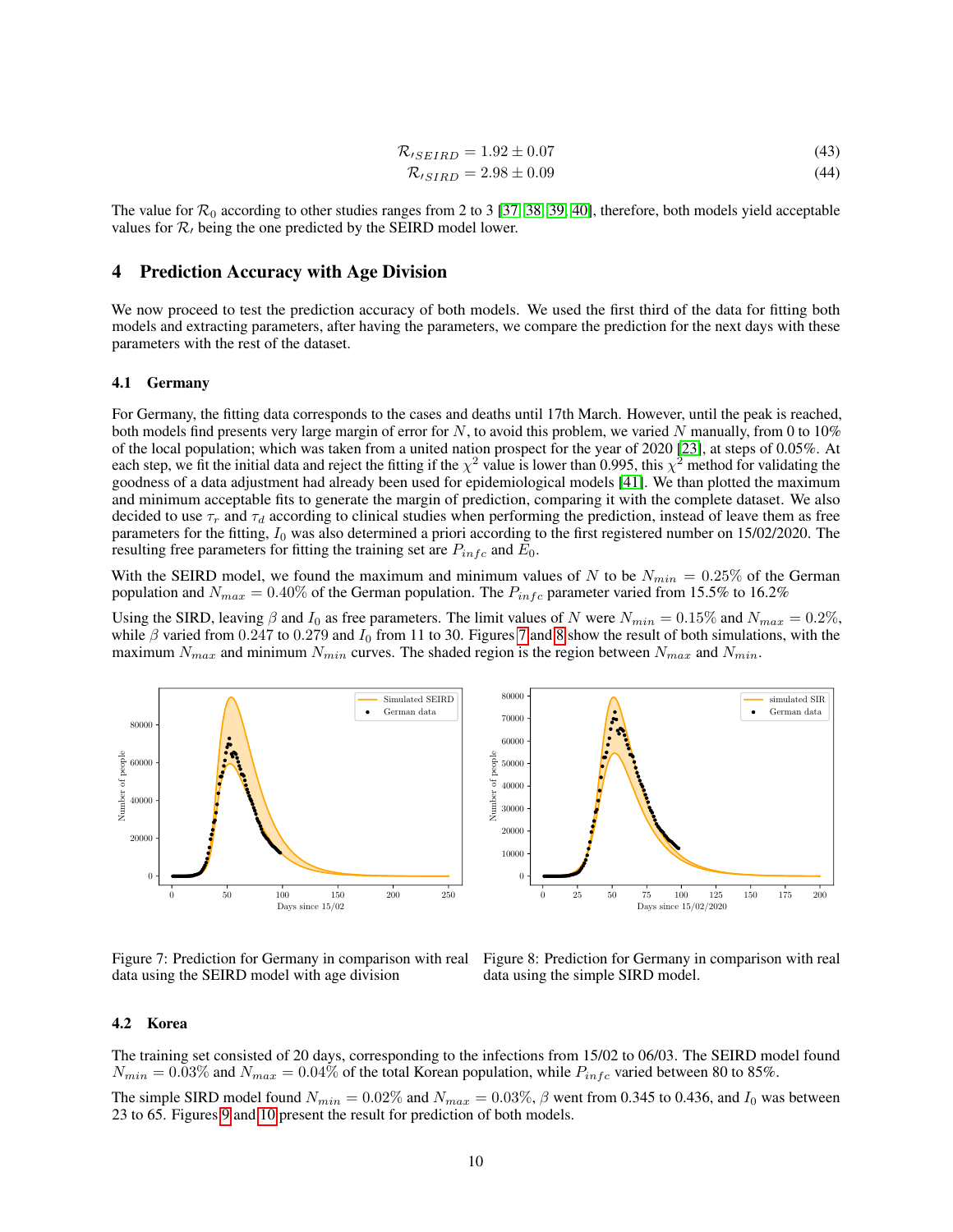$$\mathcal{R}_{\prime SEIRD} = 1.92 \pm 0.07 \tag{43}$$

$$\mathcal{R}_{\prime SIRD} = 2.98 \pm 0.09 \tag{44}$$

The value for $\mathcal{R}_0$ according to other studies ranges from 2 to 3 [37, 38, 39, 40], therefore, both models yield acceptable values for $\mathcal{R}_\prime$ being the one predicted by the SEIRD model lower.

## 4 Prediction Accuracy with Age Division

We now proceed to test the prediction accuracy of both models. We used the first third of the data for fitting both models and extracting parameters, after having the parameters, we compare the prediction for the next days with these parameters with the rest of the dataset.

### 4.1 Germany

For Germany, the fitting data corresponds to the cases and deaths until 17th March. However, until the peak is reached, both models find presents very large margin of error for $N$, to avoid this problem, we varied $N$ manually, from 0 to 10% of the local population; which was taken from a united nation prospect for the year of 2020 [23], at steps of 0.05%. At each step, we fit the initial data and reject the fitting if the $\chi^2$ value is lower than 0.995, this $\chi^2$ method for validating the goodness of a data adjustment had already been used for epidemiological models [41]. We than plotted the maximum and minimum acceptable fits to generate the margin of prediction, comparing it with the complete dataset. We also decided to use $\tau_r$ and $\tau_d$ according to clinical studies when performing the prediction, instead of leave them as free parameters for the fitting, $I_0$ was also determined a priori according to the first registered number on 15/02/2020. The resulting free parameters for fitting the training set are $P_{infc}$ and $E_0$.

With the SEIRD model, we found the maximum and minimum values of $N$ to be $N_{min} = 0.25\%$ of the German population and $N_{max} = 0.40\%$ of the German population. The $P_{infc}$ parameter varied from 15.5% to 16.2%

Using the SIRD, leaving $\beta$ and $I_0$ as free parameters. The limit values of $N$ were $N_{min} = 0.15\%$ and $N_{max} = 0.2\%$, while $\beta$ varied from 0.247 to 0.279 and $I_0$ from 11 to 30. Figures 7 and 8 show the result of both simulations, with the maximum $N_{max}$ and minimum $N_{min}$ curves. The shaded region is the region between $N_{max}$ and $N_{min}$.

Figure 7: Prediction for Germany in comparison with real data using the SEIRD model with age division

Figure 8: Prediction for Germany in comparison with real data using the simple SIRD model.

### 4.2 Korea

The training set consisted of 20 days, corresponding to the infections from 15/02 to 06/03. The SEIRD model found $N_{min} = 0.03\%$ and $N_{max} = 0.04\%$ of the total Korean population, while $P_{infc}$ varied between 80 to 85%.

The simple SIRD model found $N_{min} = 0.02\%$ and $N_{max} = 0.03\%$, $\beta$ went from 0.345 to 0.436, and $I_0$ was between 23 to 65. Figures 9 and 10 present the result for prediction of both models.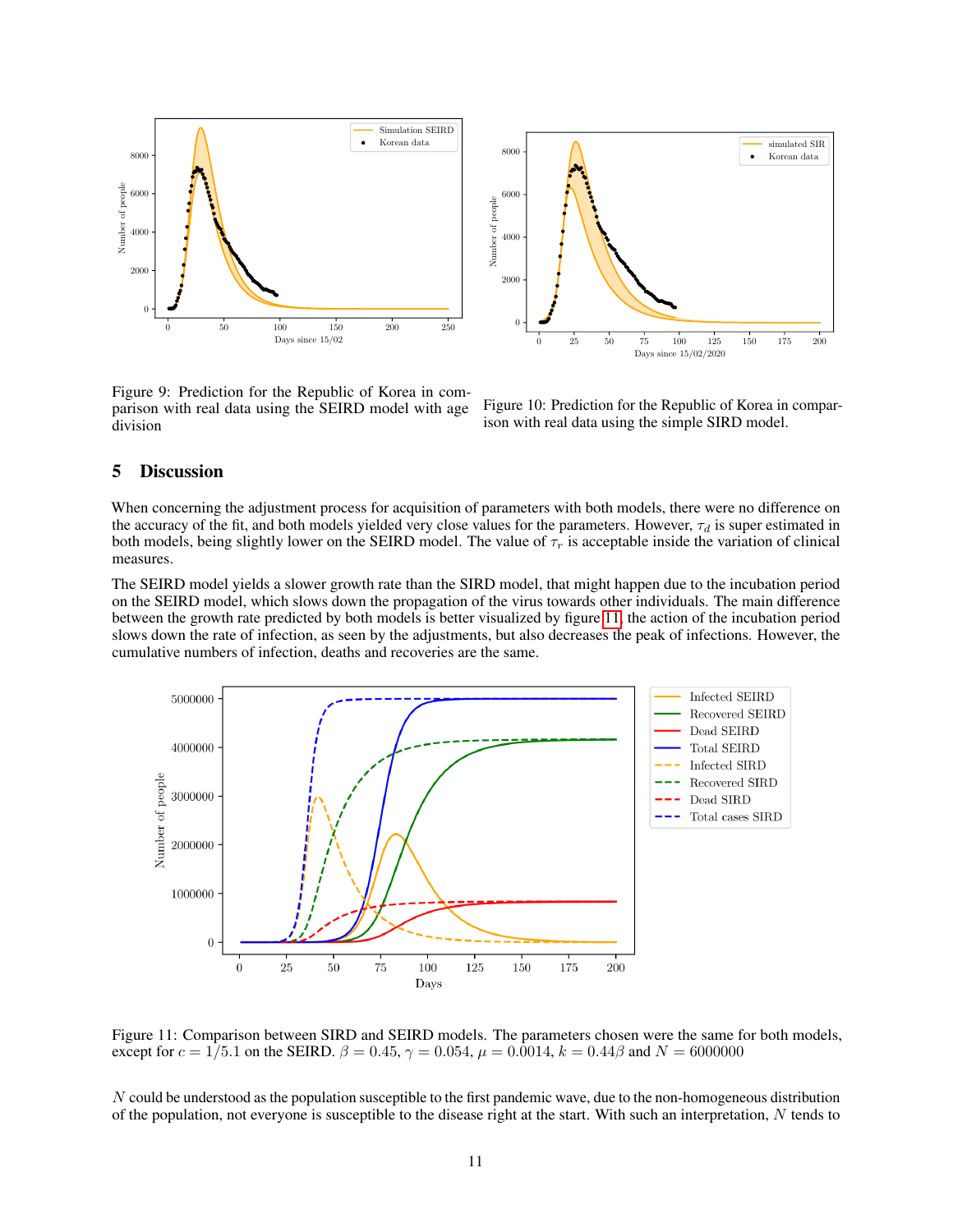Figure 9: Prediction for the Republic of Korea in comparison with real data using the SEIRD model with age division

Figure 10: Prediction for the Republic of Korea in comparison with real data using the simple SIRD model.

## 5 Discussion

When concerning the adjustment process for acquisition of parameters with both models, there were no difference on the accuracy of the fit, and both models yielded very close values for the parameters. However, $\tau_d$ is super estimated in both models, being slightly lower on the SEIRD model. The value of $\tau_r$ is acceptable inside the variation of clinical measures.

The SEIRD model yields a slower growth rate than the SIRD model, that might happen due to the incubation period on the SEIRD model, which slows down the propagation of the virus towards other individuals. The main difference between the growth rate predicted by both models is better visualized by figure 11, the action of the incubation period slows down the rate of infection, as seen by the adjustments, but also decreases the peak of infections. However, the cumulative numbers of infection, deaths and recoveries are the same.

Figure 11: Comparison between SIRD and SEIRD models. The parameters chosen were the same for both models, except for $c = 1/5.1$ on the SEIRD. $\beta = 0.45$, $\gamma = 0.054$, $\mu = 0.0014$, $k = 0.44\beta$ and $N = 6000000$

$N$ could be understood as the population susceptible to the first pandemic wave, due to the non-homogeneous distribution of the population, not everyone is susceptible to the disease right at the start. With such an interpretation, $N$ tends to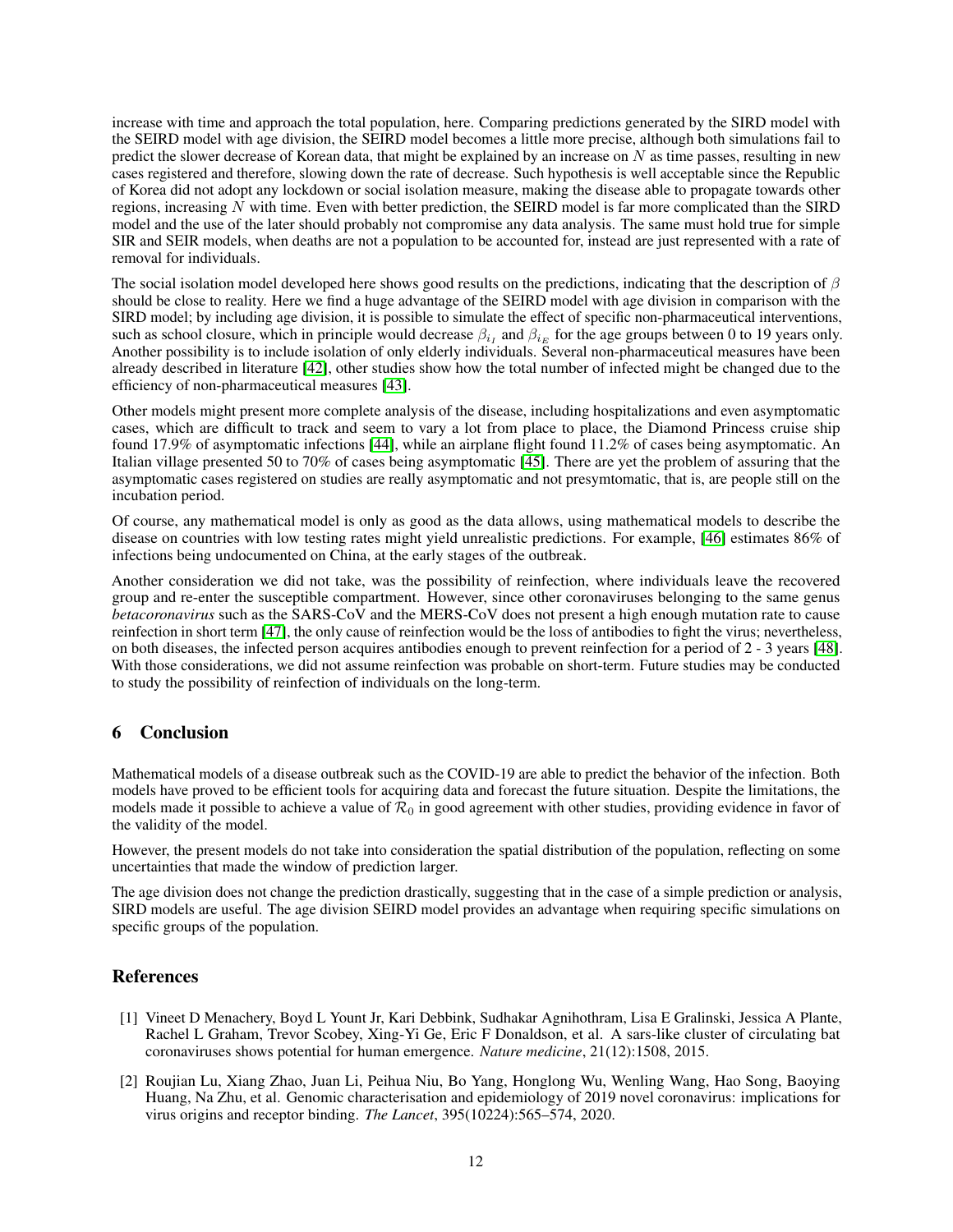increase with time and approach the total population, here. Comparing predictions generated by the SIRD model with the SEIRD model with age division, the SEIRD model becomes a little more precise, although both simulations fail to predict the slower decrease of Korean data, that might be explained by an increase on $N$ as time passes, resulting in new cases registered and therefore, slowing down the rate of decrease. Such hypothesis is well acceptable since the Republic of Korea did not adopt any lockdown or social isolation measure, making the disease able to propagate towards other regions, increasing $N$ with time. Even with better prediction, the SEIRD model is far more complicated than the SIRD model and the use of the later should probably not compromise any data analysis. The same must hold true for simple SIR and SEIR models, when deaths are not a population to be accounted for, instead are just represented with a rate of removal for individuals.

The social isolation model developed here shows good results on the predictions, indicating that the description of $\beta$ should be close to reality. Here we find a huge advantage of the SEIRD model with age division in comparison with the SIRD model; by including age division, it is possible to simulate the effect of specific non-pharmaceutical interventions, such as school closure, which in principle would decrease $\beta_{i_I}$ and $\beta_{i_E}$ for the age groups between 0 to 19 years only. Another possibility is to include isolation of only elderly individuals. Several non-pharmaceutical measures have been already described in literature [42], other studies show how the total number of infected might be changed due to the efficiency of non-pharmaceutical measures [43].

Other models might present more complete analysis of the disease, including hospitalizations and even asymptomatic cases, which are difficult to track and seem to vary a lot from place to place, the Diamond Princess cruise ship found 17.9% of asymptomatic infections [44], while an airplane flight found 11.2% of cases being asymptomatic. An Italian village presented 50 to 70% of cases being asymptomatic [45]. There are yet the problem of assuring that the asymptomatic cases registered on studies are really asymptomatic and not presymtomatic, that is, are people still on the incubation period.

Of course, any mathematical model is only as good as the data allows, using mathematical models to describe the disease on countries with low testing rates might yield unrealistic predictions. For example, [46] estimates 86% of infections being undocumented on China, at the early stages of the outbreak.

Another consideration we did not take, was the possibility of reinfection, where individuals leave the recovered group and re-enter the susceptible compartment. However, since other coronaviruses belonging to the same genus *betacoronavirus* such as the SARS-CoV and the MERS-CoV does not present a high enough mutation rate to cause reinfection in short term [47], the only cause of reinfection would be the loss of antibodies to fight the virus; nevertheless, on both diseases, the infected person acquires antibodies enough to prevent reinfection for a period of 2 - 3 years [48]. With those considerations, we did not assume reinfection was probable on short-term. Future studies may be conducted to study the possibility of reinfection of individuals on the long-term.

## 6 Conclusion

Mathematical models of a disease outbreak such as the COVID-19 are able to predict the behavior of the infection. Both models have proved to be efficient tools for acquiring data and forecast the future situation. Despite the limitations, the models made it possible to achieve a value of $\mathcal{R}_0$ in good agreement with other studies, providing evidence in favor of the validity of the model.

However, the present models do not take into consideration the spatial distribution of the population, reflecting on some uncertainties that made the window of prediction larger.

The age division does not change the prediction drastically, suggesting that in the case of a simple prediction or analysis, SIRD models are useful. The age division SEIRD model provides an advantage when requiring specific simulations on specific groups of the population.

## References

[1] Vineet D Menachery, Boyd L Yount Jr, Kari Debbink, Sudhakar Agnihothram, Lisa E Gralinski, Jessica A Plante, Rachel L Graham, Trevor Scobey, Xing-Yi Ge, Eric F Donaldson, et al. A sars-like cluster of circulating bat coronaviruses shows potential for human emergence. *Nature medicine*, 21(12):1508, 2015.

[2] Roujian Lu, Xiang Zhao, Juan Li, Peihua Niu, Bo Yang, Honglong Wu, Wenling Wang, Hao Song, Baoying Huang, Na Zhu, et al. Genomic characterisation and epidemiology of 2019 novel coronavirus: implications for virus origins and receptor binding. *The Lancet*, 395(10224):565–574, 2020.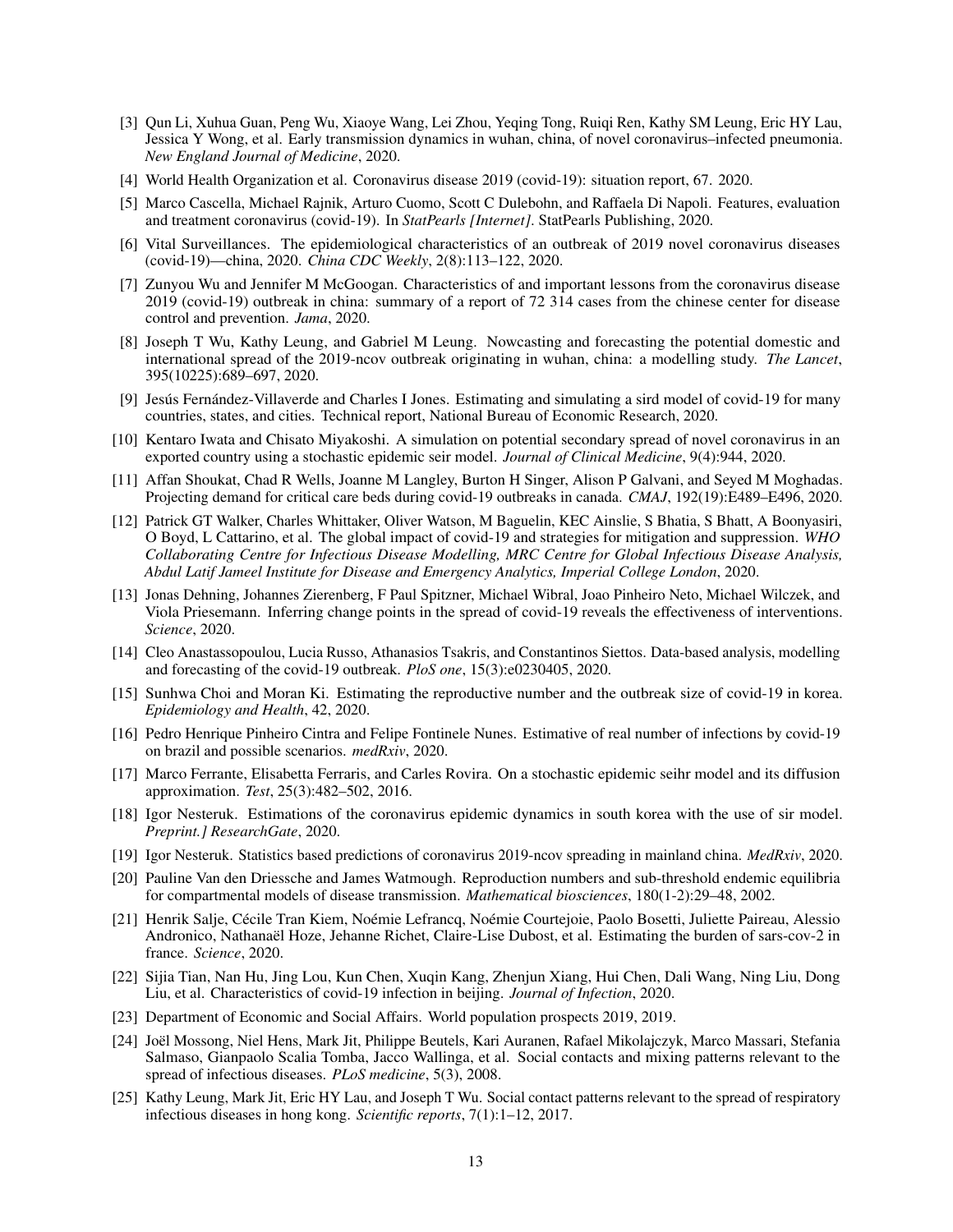[3] Qun Li, Xuhua Guan, Peng Wu, Xiaoye Wang, Lei Zhou, Yeqing Tong, Ruiqi Ren, Kathy SM Leung, Eric HY Lau, Jessica Y Wong, et al. Early transmission dynamics in wuhan, china, of novel coronavirus–infected pneumonia. *New England Journal of Medicine*, 2020.

[4] World Health Organization et al. Coronavirus disease 2019 (covid-19): situation report, 67. 2020.

[5] Marco Cascella, Michael Rajnik, Arturo Cuomo, Scott C Dulebohn, and Raffaela Di Napoli. Features, evaluation and treatment coronavirus (covid-19). In *StatPearls [Internet]*. StatPearls Publishing, 2020.

[6] Vital Surveillances. The epidemiological characteristics of an outbreak of 2019 novel coronavirus diseases (covid-19)—china, 2020. *China CDC Weekly*, 2(8):113–122, 2020.

[7] Zunyou Wu and Jennifer M McGoogan. Characteristics of and important lessons from the coronavirus disease 2019 (covid-19) outbreak in china: summary of a report of 72 314 cases from the chinese center for disease control and prevention. *Jama*, 2020.

[8] Joseph T Wu, Kathy Leung, and Gabriel M Leung. Nowcasting and forecasting the potential domestic and international spread of the 2019-ncov outbreak originating in wuhan, china: a modelling study. *The Lancet*, 395(10225):689–697, 2020.

[9] Jesús Fernández-Villaverde and Charles I Jones. Estimating and simulating a sird model of covid-19 for many countries, states, and cities. Technical report, National Bureau of Economic Research, 2020.

[10] Kentaro Iwata and Chisato Miyakoshi. A simulation on potential secondary spread of novel coronavirus in an exported country using a stochastic epidemic seir model. *Journal of Clinical Medicine*, 9(4):944, 2020.

[11] Affan Shoukat, Chad R Wells, Joanne M Langley, Burton H Singer, Alison P Galvani, and Seyed M Moghadas. Projecting demand for critical care beds during covid-19 outbreaks in canada. *CMAJ*, 192(19):E489–E496, 2020.

[12] Patrick GT Walker, Charles Whittaker, Oliver Watson, M Baguelin, KEC Ainslie, S Bhatia, S Bhatt, A Boonyasiri, O Boyd, L Cattarino, et al. The global impact of covid-19 and strategies for mitigation and suppression. *WHO Collaborating Centre for Infectious Disease Modelling, MRC Centre for Global Infectious Disease Analysis, Abdul Latif Jameel Institute for Disease and Emergency Analytics, Imperial College London*, 2020.

[13] Jonas Dehning, Johannes Zierenberg, F Paul Spitzner, Michael Wibral, Joao Pinheiro Neto, Michael Wilczek, and Viola Priesemann. Inferring change points in the spread of covid-19 reveals the effectiveness of interventions. *Science*, 2020.

[14] Cleo Anastassopoulou, Lucia Russo, Athanasios Tsakris, and Constantinos Siettos. Data-based analysis, modelling and forecasting of the covid-19 outbreak. *PloS one*, 15(3):e0230405, 2020.

[15] Sunhwa Choi and Moran Ki. Estimating the reproductive number and the outbreak size of covid-19 in korea. *Epidemiology and Health*, 42, 2020.

[16] Pedro Henrique Pinheiro Cintra and Felipe Fontinele Nunes. Estimative of real number of infections by covid-19 on brazil and possible scenarios. *medRxiv*, 2020.

[17] Marco Ferrante, Elisabetta Ferraris, and Carles Rovira. On a stochastic epidemic seihr model and its diffusion approximation. *Test*, 25(3):482–502, 2016.

[18] Igor Nesteruk. Estimations of the coronavirus epidemic dynamics in south korea with the use of sir model. *Preprint.] ResearchGate*, 2020.

[19] Igor Nesteruk. Statistics based predictions of coronavirus 2019-ncov spreading in mainland china. *MedRxiv*, 2020.

[20] Pauline Van den Driessche and James Watmough. Reproduction numbers and sub-threshold endemic equilibria for compartmental models of disease transmission. *Mathematical biosciences*, 180(1-2):29–48, 2002.

[21] Henrik Salje, Cécile Tran Kiem, Noémie Lefrancq, Noémie Courtejoie, Paolo Bosetti, Juliette Paireau, Alessio Andronico, Nathanaël Hoze, Jehanne Richet, Claire-Lise Dubost, et al. Estimating the burden of sars-cov-2 in france. *Science*, 2020.

[22] Sijia Tian, Nan Hu, Jing Lou, Kun Chen, Xuqin Kang, Zhenjun Xiang, Hui Chen, Dali Wang, Ning Liu, Dong Liu, et al. Characteristics of covid-19 infection in beijing. *Journal of Infection*, 2020.

[23] Department of Economic and Social Affairs. World population prospects 2019, 2019.

[24] Joël Mossong, Niel Hens, Mark Jit, Philippe Beutels, Kari Auranen, Rafael Mikolajczyk, Marco Massari, Stefania Salmaso, Gianpaolo Scalia Tomba, Jacco Wallinga, et al. Social contacts and mixing patterns relevant to the spread of infectious diseases. *PLoS medicine*, 5(3), 2008.

[25] Kathy Leung, Mark Jit, Eric HY Lau, and Joseph T Wu. Social contact patterns relevant to the spread of respiratory infectious diseases in hong kong. *Scientific reports*, 7(1):1–12, 2017.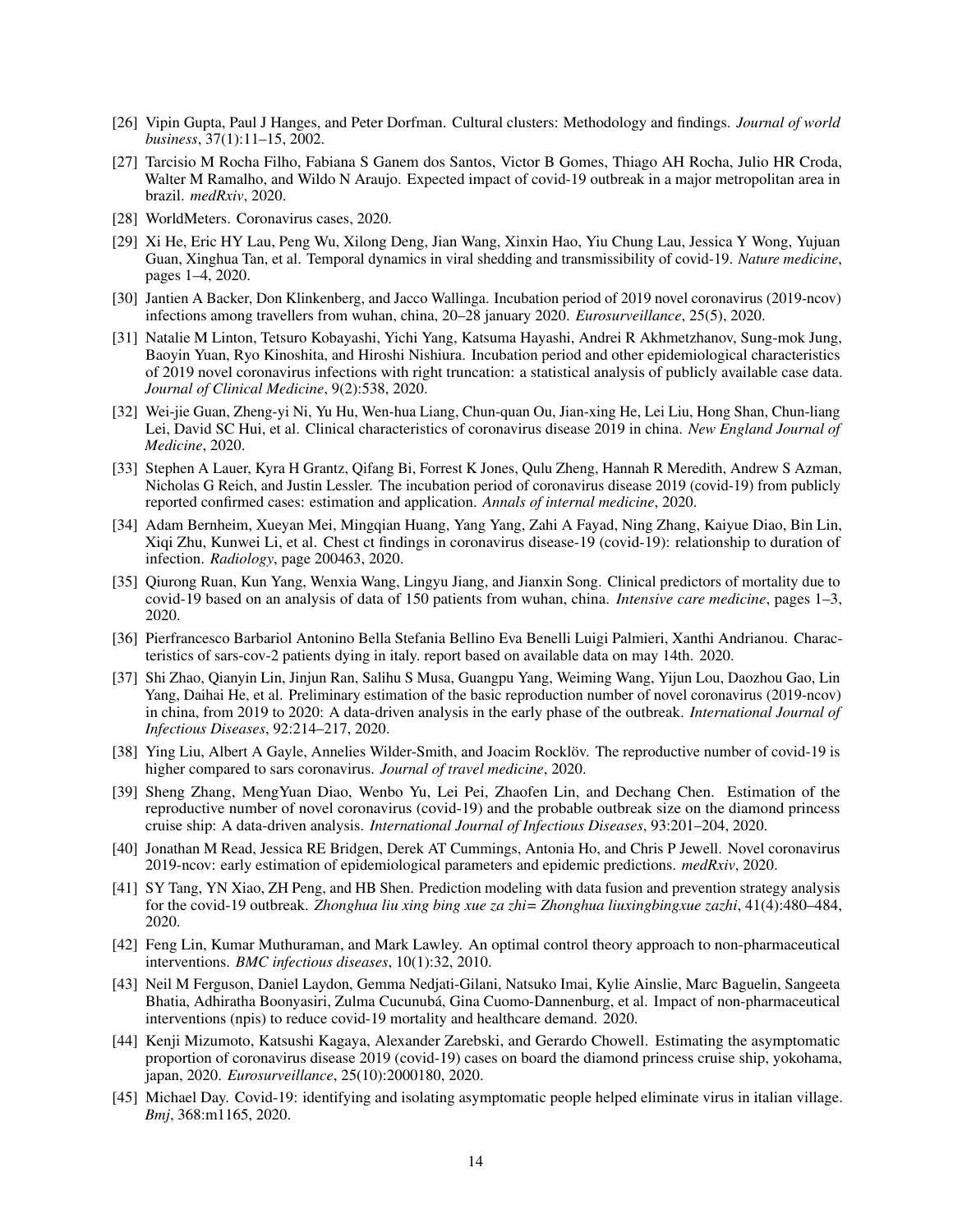[26] Vipin Gupta, Paul J Hanges, and Peter Dorfman. Cultural clusters: Methodology and findings. *Journal of world business*, 37(1):11–15, 2002.

[27] Tarcisio M Rocha Filho, Fabiana S Ganem dos Santos, Victor B Gomes, Thiago AH Rocha, Julio HR Croda, Walter M Ramalho, and Wildo N Araujo. Expected impact of covid-19 outbreak in a major metropolitan area in brazil. *medRxiv*, 2020.

[28] WorldMeters. Coronavirus cases, 2020.

[29] Xi He, Eric HY Lau, Peng Wu, Xilong Deng, Jian Wang, Xinxin Hao, Yiu Chung Lau, Jessica Y Wong, Yujuan Guan, Xinghua Tan, et al. Temporal dynamics in viral shedding and transmissibility of covid-19. *Nature medicine*, pages 1–4, 2020.

[30] Jantien A Backer, Don Klinkenberg, and Jacco Wallinga. Incubation period of 2019 novel coronavirus (2019-ncov) infections among travellers from wuhan, china, 20–28 january 2020. *Eurosurveillance*, 25(5), 2020.

[31] Natalie M Linton, Tetsuro Kobayashi, Yichi Yang, Katsuma Hayashi, Andrei R Akhmetzhanov, Sung-mok Jung, Baoyin Yuan, Ryo Kinoshita, and Hiroshi Nishiura. Incubation period and other epidemiological characteristics of 2019 novel coronavirus infections with right truncation: a statistical analysis of publicly available case data. *Journal of Clinical Medicine*, 9(2):538, 2020.

[32] Wei-jie Guan, Zheng-yi Ni, Yu Hu, Wen-hua Liang, Chun-quan Ou, Jian-xing He, Lei Liu, Hong Shan, Chun-liang Lei, David SC Hui, et al. Clinical characteristics of coronavirus disease 2019 in china. *New England Journal of Medicine*, 2020.

[33] Stephen A Lauer, Kyra H Grantz, Qifang Bi, Forrest K Jones, Qulu Zheng, Hannah R Meredith, Andrew S Azman, Nicholas G Reich, and Justin Lessler. The incubation period of coronavirus disease 2019 (covid-19) from publicly reported confirmed cases: estimation and application. *Annals of internal medicine*, 2020.

[34] Adam Bernheim, Xueyan Mei, Mingqian Huang, Yang Yang, Zahi A Fayad, Ning Zhang, Kaiyue Diao, Bin Lin, Xiqi Zhu, Kunwei Li, et al. Chest ct findings in coronavirus disease-19 (covid-19): relationship to duration of infection. *Radiology*, page 200463, 2020.

[35] Qiurong Ruan, Kun Yang, Wenxia Wang, Lingyu Jiang, and Jianxin Song. Clinical predictors of mortality due to covid-19 based on an analysis of data of 150 patients from wuhan, china. *Intensive care medicine*, pages 1–3, 2020.

[36] Pierfrancesco Barbariol Antonino Bella Stefania Bellino Eva Benelli Luigi Palmieri, Xanthi Andrianou. Characteristics of sars-cov-2 patients dying in italy. report based on available data on may 14th. 2020.

[37] Shi Zhao, Qianyin Lin, Jinjun Ran, Salihu S Musa, Guangpu Yang, Weiming Wang, Yijun Lou, Daozhou Gao, Lin Yang, Daihai He, et al. Preliminary estimation of the basic reproduction number of novel coronavirus (2019-ncov) in china, from 2019 to 2020: A data-driven analysis in the early phase of the outbreak. *International Journal of Infectious Diseases*, 92:214–217, 2020.

[38] Ying Liu, Albert A Gayle, Annelies Wilder-Smith, and Joacim Rocklöv. The reproductive number of covid-19 is higher compared to sars coronavirus. *Journal of travel medicine*, 2020.

[39] Sheng Zhang, MengYuan Diao, Wenbo Yu, Lei Pei, Zhaofen Lin, and Dechang Chen. Estimation of the reproductive number of novel coronavirus (covid-19) and the probable outbreak size on the diamond princess cruise ship: A data-driven analysis. *International Journal of Infectious Diseases*, 93:201–204, 2020.

[40] Jonathan M Read, Jessica RE Bridgen, Derek AT Cummings, Antonia Ho, and Chris P Jewell. Novel coronavirus 2019-ncov: early estimation of epidemiological parameters and epidemic predictions. *medRxiv*, 2020.

[41] SY Tang, YN Xiao, ZH Peng, and HB Shen. Prediction modeling with data fusion and prevention strategy analysis for the covid-19 outbreak. *Zhonghua liu xing bing xue za zhi= Zhonghua liuxingbingxue zazhi*, 41(4):480–484, 2020.

[42] Feng Lin, Kumar Muthuraman, and Mark Lawley. An optimal control theory approach to non-pharmaceutical interventions. *BMC infectious diseases*, 10(1):32, 2010.

[43] Neil M Ferguson, Daniel Laydon, Gemma Nedjati-Gilani, Natsuko Imai, Kylie Ainslie, Marc Baguelin, Sangeeta Bhatia, Adhiratha Boonyasiri, Zulma Cucunubá, Gina Cuomo-Dannenburg, et al. Impact of non-pharmaceutical interventions (npis) to reduce covid-19 mortality and healthcare demand. 2020.

[44] Kenji Mizumoto, Katsushi Kagaya, Alexander Zarebski, and Gerardo Chowell. Estimating the asymptomatic proportion of coronavirus disease 2019 (covid-19) cases on board the diamond princess cruise ship, yokohama, japan, 2020. *Eurosurveillance*, 25(10):2000180, 2020.

[45] Michael Day. Covid-19: identifying and isolating asymptomatic people helped eliminate virus in italian village. *Bmj*, 368:m1165, 2020.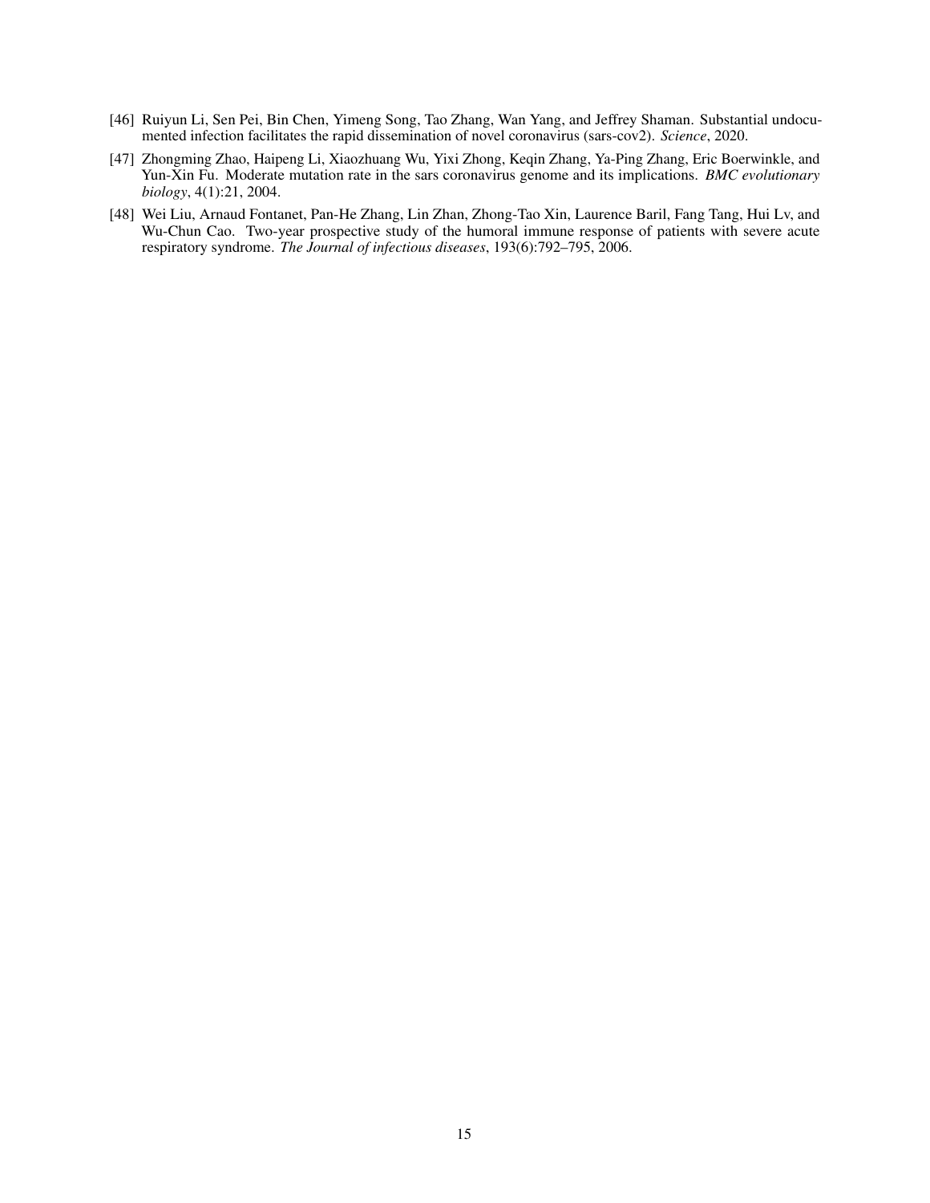[46] Ruiyun Li, Sen Pei, Bin Chen, Yimeng Song, Tao Zhang, Wan Yang, and Jeffrey Shaman. Substantial undocumented infection facilitates the rapid dissemination of novel coronavirus (sars-cov2). *Science*, 2020.

[47] Zhongming Zhao, Haipeng Li, Xiaozhuang Wu, Yixi Zhong, Keqin Zhang, Ya-Ping Zhang, Eric Boerwinkle, and Yun-Xin Fu. Moderate mutation rate in the sars coronavirus genome and its implications. *BMC evolutionary biology*, 4(1):21, 2004.

[48] Wei Liu, Arnaud Fontanet, Pan-He Zhang, Lin Zhan, Zhong-Tao Xin, Laurence Baril, Fang Tang, Hui Lv, and Wu-Chun Cao. Two-year prospective study of the humoral immune response of patients with severe acute respiratory syndrome. *The Journal of infectious diseases*, 193(6):792–795, 2006.